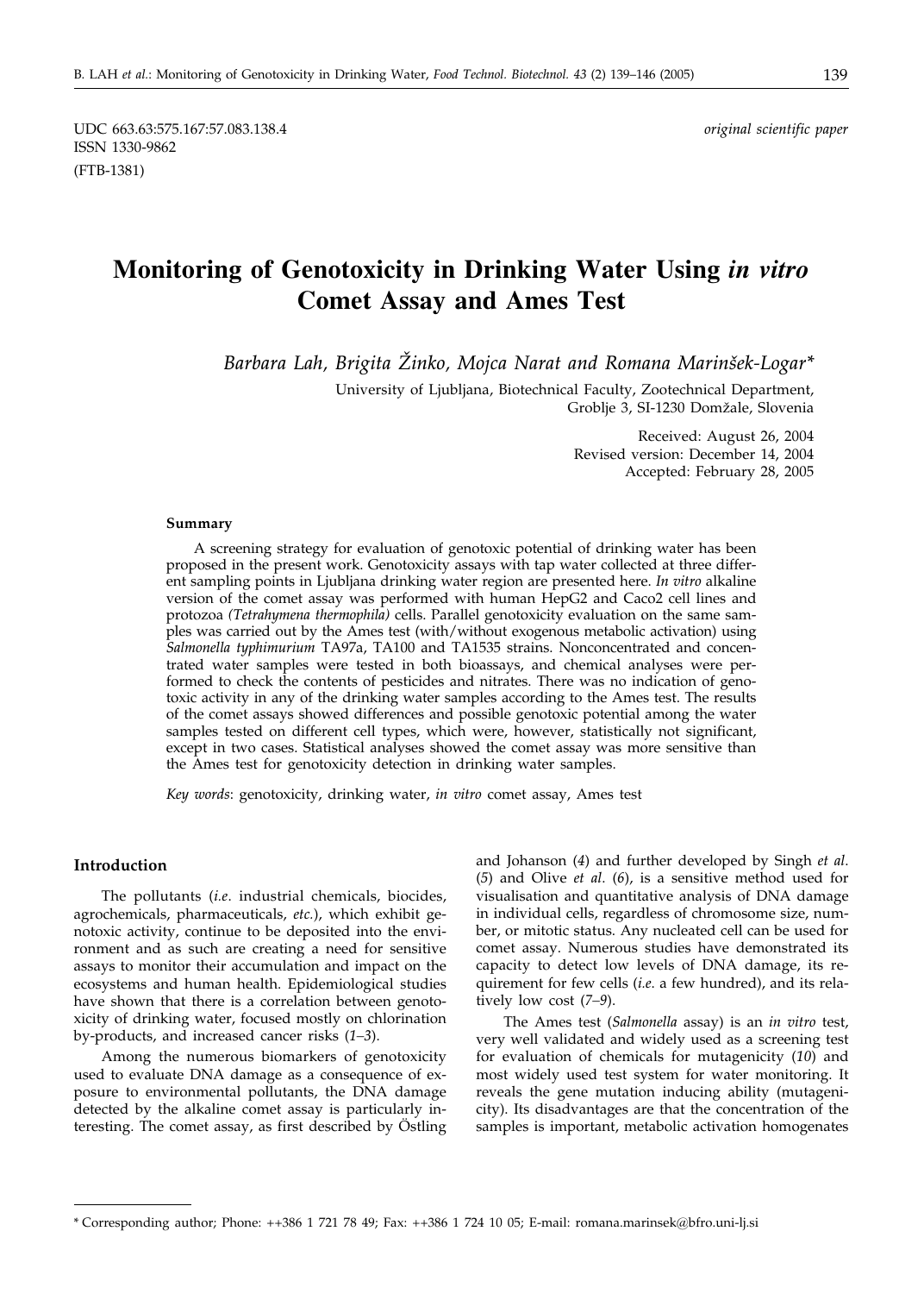UDC 663.63:575.167:57.083.138.4
ISSN 1330-9862
(FTB-1381)

*original scientific paper*

# Monitoring of Genotoxicity in Drinking Water Using *in vitro* Comet Assay and Ames Test

*Barbara Lah, Brigita Žinko, Mojca Narat and Romana Marinšek-Logar\**

University of Ljubljana, Biotechnical Faculty, Zootechnical Department, Groblje 3, SI-1230 Domžale, Slovenia

Received: August 26, 2004
Revised version: December 14, 2004
Accepted: February 28, 2005

#### Summary

A screening strategy for evaluation of genotoxic potential of drinking water has been proposed in the present work. Genotoxicity assays with tap water collected at three different sampling points in Ljubljana drinking water region are presented here. *In vitro* alkaline version of the comet assay was performed with human HepG2 and Caco2 cell lines and protozoa *(Tetrahymena thermophila)* cells. Parallel genotoxicity evaluation on the same samples was carried out by the Ames test (with/without exogenous metabolic activation) using *Salmonella typhimurium* TA97a, TA100 and TA1535 strains. Nonconcentrated and concentrated water samples were tested in both bioassays, and chemical analyses were performed to check the contents of pesticides and nitrates. There was no indication of genotoxic activity in any of the drinking water samples according to the Ames test. The results of the comet assays showed differences and possible genotoxic potential among the water samples tested on different cell types, which were, however, statistically not significant, except in two cases. Statistical analyses showed the comet assay was more sensitive than the Ames test for genotoxicity detection in drinking water samples.

*Key words*: genotoxicity, drinking water, *in vitro* comet assay, Ames test

## Introduction

The pollutants (*i.e.* industrial chemicals, biocides, agrochemicals, pharmaceuticals, *etc.*), which exhibit genotoxic activity, continue to be deposited into the environment and as such are creating a need for sensitive assays to monitor their accumulation and impact on the ecosystems and human health. Epidemiological studies have shown that there is a correlation between genotoxicity of drinking water, focused mostly on chlorination by-products, and increased cancer risks (*1–3*).

Among the numerous biomarkers of genotoxicity used to evaluate DNA damage as a consequence of exposure to environmental pollutants, the DNA damage detected by the alkaline comet assay is particularly interesting. The comet assay, as first described by Östling and Johanson (*4*) and further developed by Singh *et al.* (*5*) and Olive *et al.* (*6*), is a sensitive method used for visualisation and quantitative analysis of DNA damage in individual cells, regardless of chromosome size, number, or mitotic status. Any nucleated cell can be used for comet assay. Numerous studies have demonstrated its capacity to detect low levels of DNA damage, its requirement for few cells (*i.e.* a few hundred), and its relatively low cost (*7–9*).

The Ames test (*Salmonella* assay) is an *in vitro* test, very well validated and widely used as a screening test for evaluation of chemicals for mutagenicity (*10*) and most widely used test system for water monitoring. It reveals the gene mutation inducing ability (mutagenicity). Its disadvantages are that the concentration of the samples is important, metabolic activation homogenates

\* Corresponding author; Phone: ++386 1 721 78 49; Fax: ++386 1 724 10 05; E-mail: romana.marinsek@bfro.uni-lj.si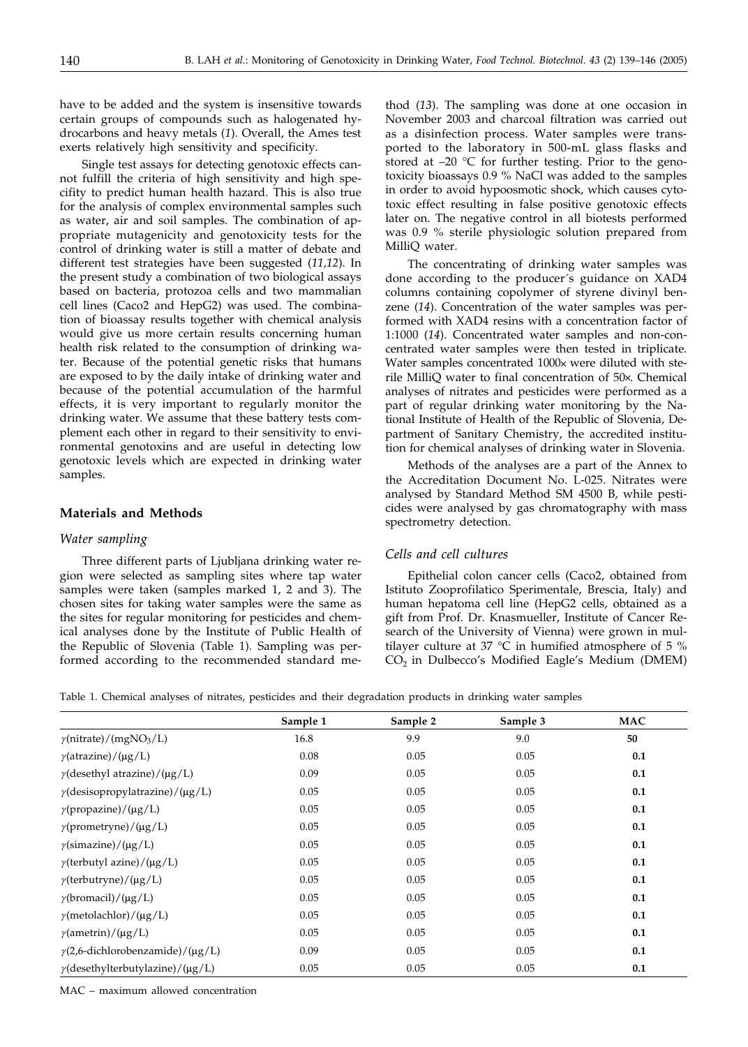have to be added and the system is insensitive towards certain groups of compounds such as halogenated hydrocarbons and heavy metals (*1*). Overall, the Ames test exerts relatively high sensitivity and specificity.

Single test assays for detecting genotoxic effects cannot fulfill the criteria of high sensitivity and high specifity to predict human health hazard. This is also true for the analysis of complex environmental samples such as water, air and soil samples. The combination of appropriate mutagenicity and genotoxicity tests for the control of drinking water is still a matter of debate and different test strategies have been suggested (*11,12*). In the present study a combination of two biological assays based on bacteria, protozoa cells and two mammalian cell lines (Caco2 and HepG2) was used. The combination of bioassay results together with chemical analysis would give us more certain results concerning human health risk related to the consumption of drinking water. Because of the potential genetic risks that humans are exposed to by the daily intake of drinking water and because of the potential accumulation of the harmful effects, it is very important to regularly monitor the drinking water. We assume that these battery tests complement each other in regard to their sensitivity to environmental genotoxins and are useful in detecting low genotoxic levels which are expected in drinking water samples.

## Materials and Methods

### Water sampling

Three different parts of Ljubljana drinking water region were selected as sampling sites where tap water samples were taken (samples marked 1, 2 and 3). The chosen sites for taking water samples were the same as the sites for regular monitoring for pesticides and chemical analyses done by the Institute of Public Health of the Republic of Slovenia (Table 1). Sampling was performed according to the recommended standard method (*13*). The sampling was done at one occasion in November 2003 and charcoal filtration was carried out as a disinfection process. Water samples were transported to the laboratory in 500-mL glass flasks and stored at –20 °C for further testing. Prior to the genotoxicity bioassays 0.9 % NaCl was added to the samples in order to avoid hypoosmotic shock, which causes cytotoxic effect resulting in false positive genotoxic effects later on. The negative control in all biotests performed was 0.9 % sterile physiologic solution prepared from MilliQ water.

The concentrating of drinking water samples was done according to the producer´s guidance on XAD4 columns containing copolymer of styrene divinyl benzene (*14*). Concentration of the water samples was performed with XAD4 resins with a concentration factor of 1:1000 (*14*). Concentrated water samples and non-concentrated water samples were then tested in triplicate. Water samples concentrated 1000× were diluted with sterile MilliQ water to final concentration of 50×. Chemical analyses of nitrates and pesticides were performed as a part of regular drinking water monitoring by the National Institute of Health of the Republic of Slovenia, Department of Sanitary Chemistry, the accredited institution for chemical analyses of drinking water in Slovenia.

Methods of the analyses are a part of the Annex to the Accreditation Document No. L-025. Nitrates were analysed by Standard Method SM 4500 B, while pesticides were analysed by gas chromatography with mass spectrometry detection.

### Cells and cell cultures

Epithelial colon cancer cells (Caco2, obtained from Istituto Zooprofilatico Sperimentale, Brescia, Italy) and human hepatoma cell line (HepG2 cells, obtained as a gift from Prof. Dr. Knasmueller, Institute of Cancer Research of the University of Vienna) were grown in multilayer culture at 37 °C in humified atmosphere of 5 % $CO_2$ in Dulbecco's Modified Eagle's Medium (DMEM)

Table 1. Chemical analyses of nitrates, pesticides and their degradation products in drinking water samples

| | Sample 1 | Sample 2 | Sample 3 | MAC |
|---|---|---|---|---|
| $\gamma$(nitrate)/(mg$NO_3$/L) | 16.8 | 9.9 | 9.0 | **50** |
| $\gamma$(atrazine)/(μg/L) | 0.08 | 0.05 | 0.05 | **0.1** |
| $\gamma$(desethyl atrazine)/(μg/L) | 0.09 | 0.05 | 0.05 | **0.1** |
| $\gamma$(desisopropylatrazine)/(μg/L) | 0.05 | 0.05 | 0.05 | **0.1** |
| $\gamma$(propazine)/(μg/L) | 0.05 | 0.05 | 0.05 | **0.1** |
| $\gamma$(prometryne)/(μg/L) | 0.05 | 0.05 | 0.05 | **0.1** |
| $\gamma$(simazine)/(μg/L) | 0.05 | 0.05 | 0.05 | **0.1** |
| $\gamma$(terbutyl azine)/(μg/L) | 0.05 | 0.05 | 0.05 | **0.1** |
| $\gamma$(terbutryne)/(μg/L) | 0.05 | 0.05 | 0.05 | **0.1** |
| $\gamma$(bromacil)/(μg/L) | 0.05 | 0.05 | 0.05 | **0.1** |
| $\gamma$(metolachlor)/(μg/L) | 0.05 | 0.05 | 0.05 | **0.1** |
| $\gamma$(ametrin)/(μg/L) | 0.05 | 0.05 | 0.05 | **0.1** |
| $\gamma$(2,6-dichlorobenzamide)/(μg/L) | 0.09 | 0.05 | 0.05 | **0.1** |
| $\gamma$(desethylterbutylazine)/(μg/L) | 0.05 | 0.05 | 0.05 | **0.1** |

MAC – maximum allowed concentration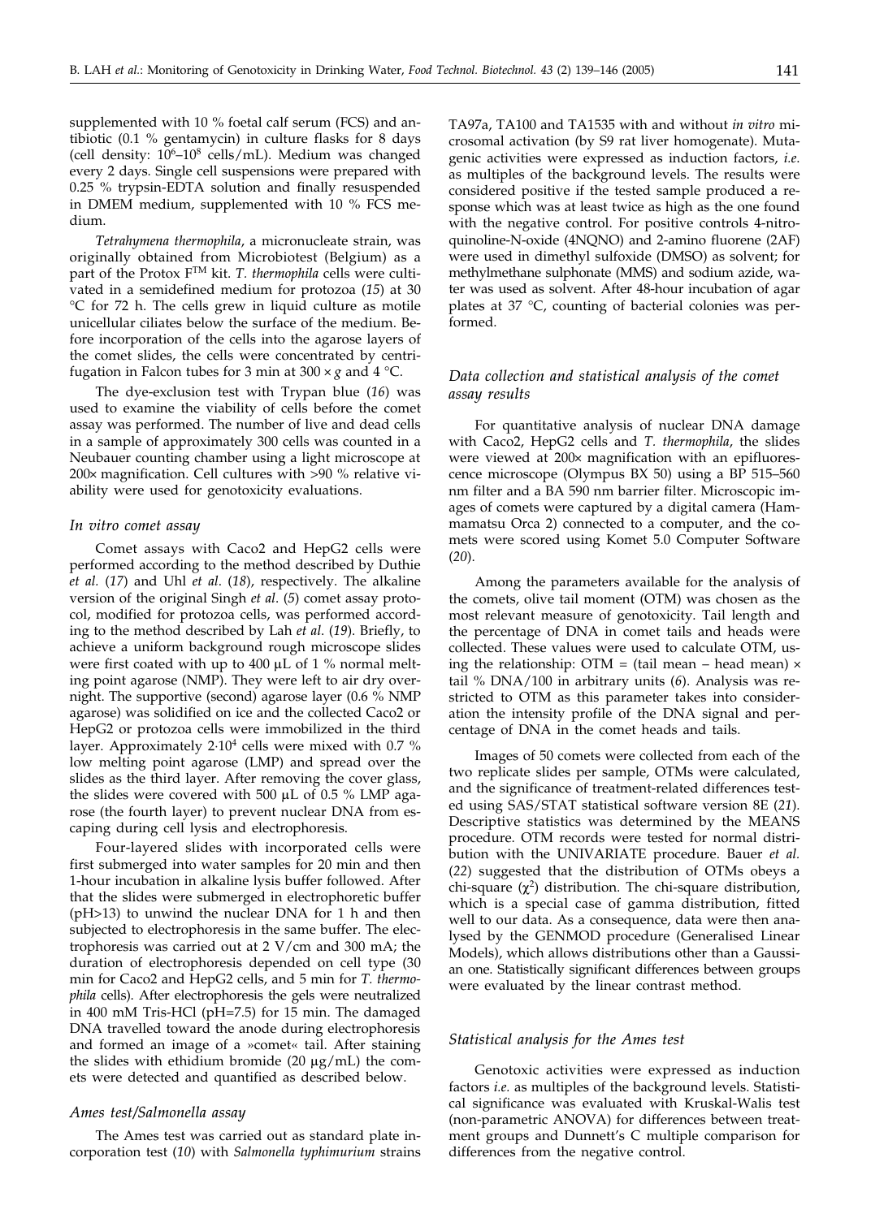supplemented with 10 % foetal calf serum (FCS) and antibiotic (0.1 % gentamycin) in culture flasks for 8 days (cell density: $10^6$–$10^8$ cells/mL). Medium was changed every 2 days. Single cell suspensions were prepared with 0.25 % trypsin-EDTA solution and finally resuspended in DMEM medium, supplemented with 10 % FCS medium.

*Tetrahymena thermophila*, a micronucleate strain, was originally obtained from Microbiotest (Belgium) as a part of the Protox F$^{TM}$ kit. *T. thermophila* cells were cultivated in a semidefined medium for protozoa (*15*) at 30 °C for 72 h. The cells grew in liquid culture as motile unicellular ciliates below the surface of the medium. Before incorporation of the cells into the agarose layers of the comet slides, the cells were concentrated by centrifugation in Falcon tubes for 3 min at 300 × *g* and 4 °C.

The dye-exclusion test with Trypan blue (*16*) was used to examine the viability of cells before the comet assay was performed. The number of live and dead cells in a sample of approximately 300 cells was counted in a Neubauer counting chamber using a light microscope at 200× magnification. Cell cultures with >90 % relative viability were used for genotoxicity evaluations.

### *In vitro comet assay*

Comet assays with Caco2 and HepG2 cells were performed according to the method described by Duthie *et al.* (*17*) and Uhl *et al*. (*18*), respectively. The alkaline version of the original Singh *et al*. (*5*) comet assay protocol, modified for protozoa cells, was performed according to the method described by Lah *et al*. (*19*). Briefly, to achieve a uniform background rough microscope slides were first coated with up to 400 μL of 1 % normal melting point agarose (NMP). They were left to air dry overnight. The supportive (second) agarose layer (0.6 % NMP agarose) was solidified on ice and the collected Caco2 or HepG2 or protozoa cells were immobilized in the third layer. Approximately $2{\cdot}10^4$ cells were mixed with 0.7 % low melting point agarose (LMP) and spread over the slides as the third layer. After removing the cover glass, the slides were covered with 500 μL of 0.5 % LMP agarose (the fourth layer) to prevent nuclear DNA from escaping during cell lysis and electrophoresis.

Four-layered slides with incorporated cells were first submerged into water samples for 20 min and then 1-hour incubation in alkaline lysis buffer followed. After that the slides were submerged in electrophoretic buffer (pH>13) to unwind the nuclear DNA for 1 h and then subjected to electrophoresis in the same buffer. The electrophoresis was carried out at 2 V/cm and 300 mA; the duration of electrophoresis depended on cell type (30 min for Caco2 and HepG2 cells, and 5 min for *T. thermophila* cells). After electrophoresis the gels were neutralized in 400 mM Tris-HCl (pH=7.5) for 15 min. The damaged DNA travelled toward the anode during electrophoresis and formed an image of a »comet« tail. After staining the slides with ethidium bromide (20 μg/mL) the comets were detected and quantified as described below.

### *Ames test/Salmonella assay*

The Ames test was carried out as standard plate incorporation test (*10*) with *Salmonella typhimurium* strains TA97a, TA100 and TA1535 with and without *in vitro* microsomal activation (by S9 rat liver homogenate). Mutagenic activities were expressed as induction factors, *i.e.* as multiples of the background levels. The results were considered positive if the tested sample produced a response which was at least twice as high as the one found with the negative control. For positive controls 4-nitroquinoline-N-oxide (4NQNO) and 2-amino fluorene (2AF) were used in dimethyl sulfoxide (DMSO) as solvent; for methylmethane sulphonate (MMS) and sodium azide, water was used as solvent. After 48-hour incubation of agar plates at 37 °C, counting of bacterial colonies was performed.

### *Data collection and statistical analysis of the comet assay results*

For quantitative analysis of nuclear DNA damage with Caco2, HepG2 cells and *T. thermophila*, the slides were viewed at 200× magnification with an epifluorescence microscope (Olympus BX 50) using a BP 515–560 nm filter and a BA 590 nm barrier filter. Microscopic images of comets were captured by a digital camera (Hamamatsu Orca 2) connected to a computer, and the comets were scored using Komet 5.0 Computer Software (*20*).

Among the parameters available for the analysis of the comets, olive tail moment (OTM) was chosen as the most relevant measure of genotoxicity. Tail length and the percentage of DNA in comet tails and heads were collected. These values were used to calculate OTM, using the relationship: OTM = (tail mean – head mean) × tail % DNA/100 in arbitrary units (*6*). Analysis was restricted to OTM as this parameter takes into consideration the intensity profile of the DNA signal and percentage of DNA in the comet heads and tails.

Images of 50 comets were collected from each of the two replicate slides per sample, OTMs were calculated, and the significance of treatment-related differences tested using SAS/STAT statistical software version 8E (*21*). Descriptive statistics was determined by the MEANS procedure. OTM records were tested for normal distribution with the UNIVARIATE procedure. Bauer *et al.* (*22*) suggested that the distribution of OTMs obeys a chi-square ($\chi^2$) distribution. The chi-square distribution, which is a special case of gamma distribution, fitted well to our data. As a consequence, data were then analysed by the GENMOD procedure (Generalised Linear Models), which allows distributions other than a Gaussian one. Statistically significant differences between groups were evaluated by the linear contrast method.

### *Statistical analysis for the Ames test*

Genotoxic activities were expressed as induction factors *i.e.* as multiples of the background levels. Statistical significance was evaluated with Kruskal-Walis test (non-parametric ANOVA) for differences between treatment groups and Dunnett's C multiple comparison for differences from the negative control.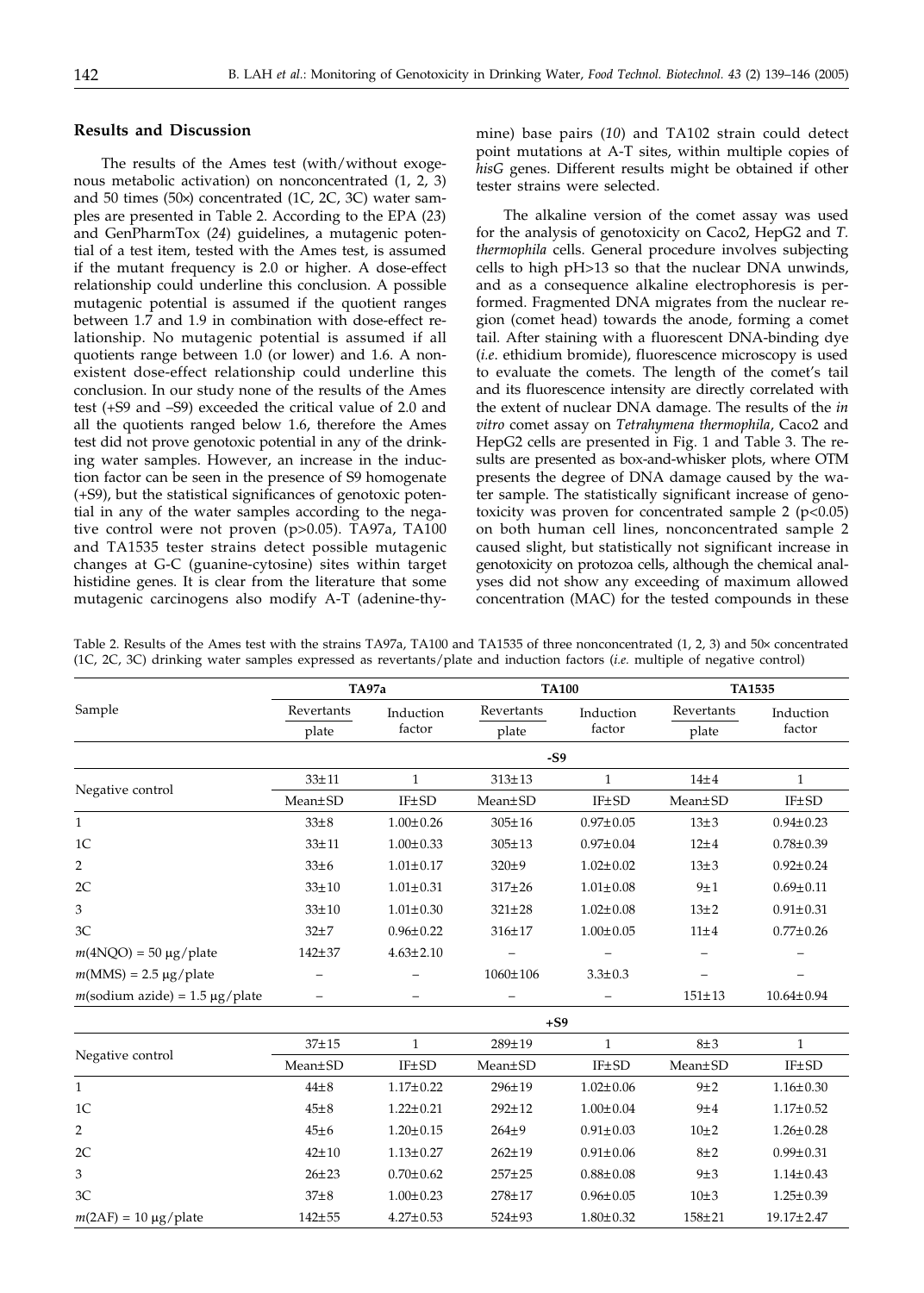## Results and Discussion

The results of the Ames test (with/without exogenous metabolic activation) on nonconcentrated (1, 2, 3) and 50 times (50×) concentrated (1C, 2C, 3C) water samples are presented in Table 2. According to the EPA (*23*) and GenPharmTox (*24*) guidelines, a mutagenic potential of a test item, tested with the Ames test, is assumed if the mutant frequency is 2.0 or higher. A dose-effect relationship could underline this conclusion. A possible mutagenic potential is assumed if the quotient ranges between 1.7 and 1.9 in combination with dose-effect relationship. No mutagenic potential is assumed if all quotients range between 1.0 (or lower) and 1.6. A nonexistent dose-effect relationship could underline this conclusion. In our study none of the results of the Ames test (+S9 and –S9) exceeded the critical value of 2.0 and all the quotients ranged below 1.6, therefore the Ames test did not prove genotoxic potential in any of the drinking water samples. However, an increase in the induction factor can be seen in the presence of S9 homogenate (+S9), but the statistical significances of genotoxic potential in any of the water samples according to the negative control were not proven ($p>0.05$). TA97a, TA100 and TA1535 tester strains detect possible mutagenic changes at G-C (guanine-cytosine) sites within target histidine genes. It is clear from the literature that some mutagenic carcinogens also modify A-T (adenine-thymine) base pairs (*10*) and TA102 strain could detect point mutations at A-T sites, within multiple copies of *hisG* genes. Different results might be obtained if other tester strains were selected.

The alkaline version of the comet assay was used for the analysis of genotoxicity on Caco2, HepG2 and *T. thermophila* cells. General procedure involves subjecting cells to high pH>13 so that the nuclear DNA unwinds, and as a consequence alkaline electrophoresis is performed. Fragmented DNA migrates from the nuclear region (comet head) towards the anode, forming a comet tail. After staining with a fluorescent DNA-binding dye (*i.e.* ethidium bromide), fluorescence microscopy is used to evaluate the comets. The length of the comet's tail and its fluorescence intensity are directly correlated with the extent of nuclear DNA damage. The results of the *in vitro* comet assay on *Tetrahymena thermophila*, Caco2 and HepG2 cells are presented in Fig. 1 and Table 3. The results are presented as box-and-whisker plots, where OTM presents the degree of DNA damage caused by the water sample. The statistically significant increase of genotoxicity was proven for concentrated sample 2 ($p<0.05$) on both human cell lines, nonconcentrated sample 2 caused slight, but statistically not significant increase in genotoxicity on protozoa cells, although the chemical analyses did not show any exceeding of maximum allowed concentration (MAC) for the tested compounds in these

Table 2. Results of the Ames test with the strains TA97a, TA100 and TA1535 of three nonconcentrated (1, 2, 3) and 50× concentrated (1C, 2C, 3C) drinking water samples expressed as revertants/plate and induction factors (*i.e.* multiple of negative control)

| Sample | TA97a | | TA100 | | TA1535 | |
|---|---|---|---|---|---|---|
| | Revertants/plate | Induction factor | Revertants/plate | Induction factor | Revertants/plate | Induction factor |
| **-S9** | | | | | | |
| Negative control | 33±11 | 1 | 313±13 | 1 | 14±4 | 1 |
| | Mean±SD | IF±SD | Mean±SD | IF±SD | Mean±SD | IF±SD |
| 1 | 33±8 | 1.00±0.26 | 305±16 | 0.97±0.05 | 13±3 | 0.94±0.23 |
| 1C | 33±11 | 1.00±0.33 | 305±13 | 0.97±0.04 | 12±4 | 0.78±0.39 |
| 2 | 33±6 | 1.01±0.17 | 320±9 | 1.02±0.02 | 13±3 | 0.92±0.24 |
| 2C | 33±10 | 1.01±0.31 | 317±26 | 1.01±0.08 | 9±1 | 0.69±0.11 |
| 3 | 33±10 | 1.01±0.30 | 321±28 | 1.02±0.08 | 13±2 | 0.91±0.31 |
| 3C | 32±7 | 0.96±0.22 | 316±17 | 1.00±0.05 | 11±4 | 0.77±0.26 |
| *m*(4NQO) = 50 μg/plate | 142±37 | 4.63±2.10 | – | – | – | – |
| *m*(MMS) = 2.5 μg/plate | – | – | 1060±106 | 3.3±0.3 | – | – |
| *m*(sodium azide) = 1.5 μg/plate | – | – | – | – | 151±13 | 10.64±0.94 |
| **+S9** | | | | | | |
| Negative control | 37±15 | 1 | 289±19 | 1 | 8±3 | 1 |
| | Mean±SD | IF±SD | Mean±SD | IF±SD | Mean±SD | IF±SD |
| 1 | 44±8 | 1.17±0.22 | 296±19 | 1.02±0.06 | 9±2 | 1.16±0.30 |
| 1C | 45±8 | 1.22±0.21 | 292±12 | 1.00±0.04 | 9±4 | 1.17±0.52 |
| 2 | 45±6 | 1.20±0.15 | 264±9 | 0.91±0.03 | 10±2 | 1.26±0.28 |
| 2C | 42±10 | 1.13±0.27 | 262±19 | 0.91±0.06 | 8±2 | 0.99±0.31 |
| 3 | 26±23 | 0.70±0.62 | 257±25 | 0.88±0.08 | 9±3 | 1.14±0.43 |
| 3C | 37±8 | 1.00±0.23 | 278±17 | 0.96±0.05 | 10±3 | 1.25±0.39 |
| *m*(2AF) = 10 μg/plate | 142±55 | 4.27±0.53 | 524±93 | 1.80±0.32 | 158±21 | 19.17±2.47 |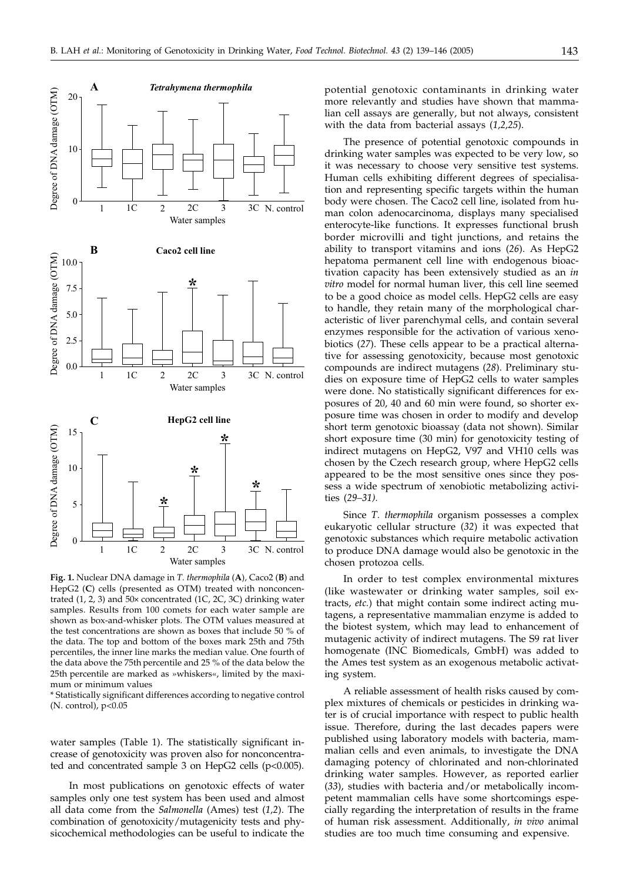**Fig. 1.** Nuclear DNA damage in *T. thermophila* (**A**), Caco2 (**B**) and HepG2 (**C**) cells (presented as OTM) treated with nonconcentrated (1, 2, 3) and 50× concentrated (1C, 2C, 3C) drinking water samples. Results from 100 comets for each water sample are shown as box-and-whisker plots. The OTM values measured at the test concentrations are shown as boxes that include 50 % of the data. The top and bottom of the boxes mark 25th and 75th percentiles, the inner line marks the median value. One fourth of the data above the 75th percentile and 25 % of the data below the 25th percentile are marked as »whiskers«, limited by the maximum or minimum values

* Statistically significant differences according to negative control (N. control), $p<0.05$

water samples (Table 1). The statistically significant increase of genotoxicity was proven also for nonconcentrated and concentrated sample 3 on HepG2 cells ($p<0.005$).

In most publications on genotoxic effects of water samples only one test system has been used and almost all data come from the *Salmonella* (Ames) test (*1,2*). The combination of genotoxicity/mutagenicity tests and physicochemical methodologies can be useful to indicate the potential genotoxic contaminants in drinking water more relevantly and studies have shown that mammalian cell assays are generally, but not always, consistent with the data from bacterial assays (*1,2,25*).

The presence of potential genotoxic compounds in drinking water samples was expected to be very low, so it was necessary to choose very sensitive test systems. Human cells exhibiting different degrees of specialisation and representing specific targets within the human body were chosen. The Caco2 cell line, isolated from human colon adenocarcinoma, displays many specialised enterocyte-like functions. It expresses functional brush border microvilli and tight junctions, and retains the ability to transport vitamins and ions (*26*). As HepG2 hepatoma permanent cell line with endogenous bioactivation capacity has been extensively studied as an *in vitro* model for normal human liver, this cell line seemed to be a good choice as model cells. HepG2 cells are easy to handle, they retain many of the morphological characteristic of liver parenchymal cells, and contain several enzymes responsible for the activation of various xenobiotics (*27*). These cells appear to be a practical alternative for assessing genotoxicity, because most genotoxic compounds are indirect mutagens (*28*). Preliminary studies on exposure time of HepG2 cells to water samples were done. No statistically significant differences for exposures of 20, 40 and 60 min were found, so shorter exposure time was chosen in order to modify and develop short term genotoxic bioassay (data not shown). Similar short exposure time (30 min) for genotoxicity testing of indirect mutagens on HepG2, V97 and VH10 cells was chosen by the Czech research group, where HepG2 cells appeared to be the most sensitive ones since they possess a wide spectrum of xenobiotic metabolizing activities (*29–31*).

Since *T. thermophila* organism possesses a complex eukaryotic cellular structure (*32*) it was expected that genotoxic substances which require metabolic activation to produce DNA damage would also be genotoxic in the chosen protozoa cells.

In order to test complex environmental mixtures (like wastewater or drinking water samples, soil extracts, *etc.*) that might contain some indirect acting mutagens, a representative mammalian enzyme is added to the biotest system, which may lead to enhancement of mutagenic activity of indirect mutagens. The S9 rat liver homogenate (INC Biomedicals, GmbH) was added to the Ames test system as an exogenous metabolic activating system.

A reliable assessment of health risks caused by complex mixtures of chemicals or pesticides in drinking water is of crucial importance with respect to public health issue. Therefore, during the last decades papers were published using laboratory models with bacteria, mammalian cells and even animals, to investigate the DNA damaging potency of chlorinated and non-chlorinated drinking water samples. However, as reported earlier (*33*), studies with bacteria and/or metabolically incompetent mammalian cells have some shortcomings especially regarding the interpretation of results in the frame of human risk assessment. Additionally, *in vivo* animal studies are too much time consuming and expensive.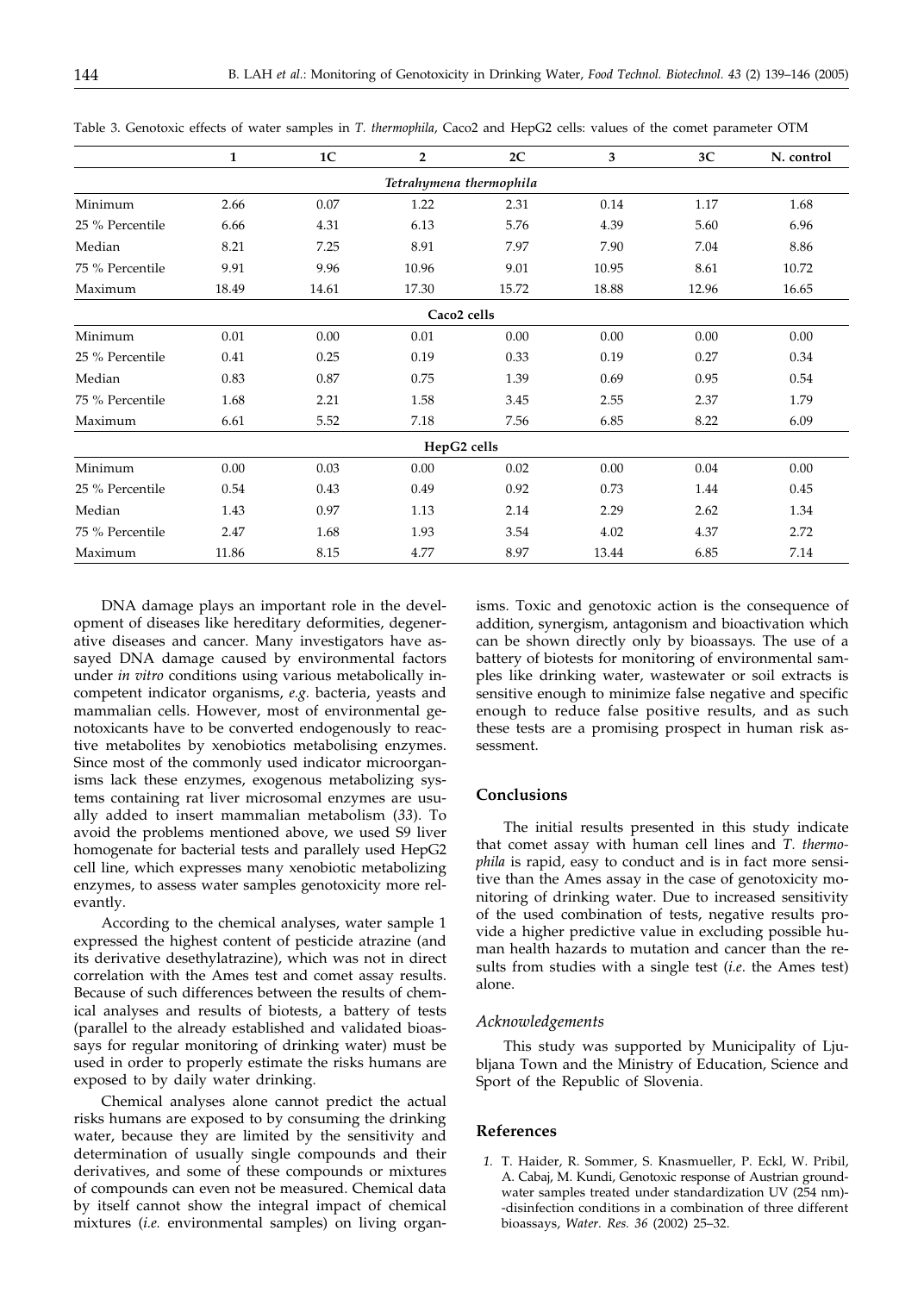Table 3. Genotoxic effects of water samples in *T. thermophila*, Caco2 and HepG2 cells: values of the comet parameter OTM

| | 1 | 1C | 2 | 2C | 3 | 3C | N. control |
|---|---|---|---|---|---|---|---|
| | | | | *Tetrahymena thermophila* | | | |
| Minimum | 2.66 | 0.07 | 1.22 | 2.31 | 0.14 | 1.17 | 1.68 |
| 25 % Percentile | 6.66 | 4.31 | 6.13 | 5.76 | 4.39 | 5.60 | 6.96 |
| Median | 8.21 | 7.25 | 8.91 | 7.97 | 7.90 | 7.04 | 8.86 |
| 75 % Percentile | 9.91 | 9.96 | 10.96 | 9.01 | 10.95 | 8.61 | 10.72 |
| Maximum | 18.49 | 14.61 | 17.30 | 15.72 | 18.88 | 12.96 | 16.65 |
| | | | | Caco2 cells | | | |
| Minimum | 0.01 | 0.00 | 0.01 | 0.00 | 0.00 | 0.00 | 0.00 |
| 25 % Percentile | 0.41 | 0.25 | 0.19 | 0.33 | 0.19 | 0.27 | 0.34 |
| Median | 0.83 | 0.87 | 0.75 | 1.39 | 0.69 | 0.95 | 0.54 |
| 75 % Percentile | 1.68 | 2.21 | 1.58 | 3.45 | 2.55 | 2.37 | 1.79 |
| Maximum | 6.61 | 5.52 | 7.18 | 7.56 | 6.85 | 8.22 | 6.09 |
| | | | | HepG2 cells | | | |
| Minimum | 0.00 | 0.03 | 0.00 | 0.02 | 0.00 | 0.04 | 0.00 |
| 25 % Percentile | 0.54 | 0.43 | 0.49 | 0.92 | 0.73 | 1.44 | 0.45 |
| Median | 1.43 | 0.97 | 1.13 | 2.14 | 2.29 | 2.62 | 1.34 |
| 75 % Percentile | 2.47 | 1.68 | 1.93 | 3.54 | 4.02 | 4.37 | 2.72 |
| Maximum | 11.86 | 8.15 | 4.77 | 8.97 | 13.44 | 6.85 | 7.14 |

DNA damage plays an important role in the development of diseases like hereditary deformities, degenerative diseases and cancer. Many investigators have assayed DNA damage caused by environmental factors under *in vitro* conditions using various metabolically incompetent indicator organisms, *e.g.* bacteria, yeasts and mammalian cells. However, most of environmental genotoxicants have to be converted endogenously to reactive metabolites by xenobiotics metabolising enzymes. Since most of the commonly used indicator microorganisms lack these enzymes, exogenous metabolizing systems containing rat liver microsomal enzymes are usually added to insert mammalian metabolism (*33*). To avoid the problems mentioned above, we used S9 liver homogenate for bacterial tests and parallely used HepG2 cell line, which expresses many xenobiotic metabolizing enzymes, to assess water samples genotoxicity more relevantly.

According to the chemical analyses, water sample 1 expressed the highest content of pesticide atrazine (and its derivative desethylatrazine), which was not in direct correlation with the Ames test and comet assay results. Because of such differences between the results of chemical analyses and results of biotests, a battery of tests (parallel to the already established and validated bioassays for regular monitoring of drinking water) must be used in order to properly estimate the risks humans are exposed to by daily water drinking.

Chemical analyses alone cannot predict the actual risks humans are exposed to by consuming the drinking water, because they are limited by the sensitivity and determination of usually single compounds and their derivatives, and some of these compounds or mixtures of compounds can even not be measured. Chemical data by itself cannot show the integral impact of chemical mixtures (*i.e.* environmental samples) on living organisms. Toxic and genotoxic action is the consequence of addition, synergism, antagonism and bioactivation which can be shown directly only by bioassays. The use of a battery of biotests for monitoring of environmental samples like drinking water, wastewater or soil extracts is sensitive enough to minimize false negative and specific enough to reduce false positive results, and as such these tests are a promising prospect in human risk assessment.

## Conclusions

The initial results presented in this study indicate that comet assay with human cell lines and *T. thermophila* is rapid, easy to conduct and is in fact more sensitive than the Ames assay in the case of genotoxicity monitoring of drinking water. Due to increased sensitivity of the used combination of tests, negative results provide a higher predictive value in excluding possible human health hazards to mutation and cancer than the results from studies with a single test (*i.e.* the Ames test) alone.

### *Acknowledgements*

This study was supported by Municipality of Ljubljana Town and the Ministry of Education, Science and Sport of the Republic of Slovenia.

## References

1. T. Haider, R. Sommer, S. Knasmueller, P. Eckl, W. Pribil, A. Cabaj, M. Kundi, Genotoxic response of Austrian groundwater samples treated under standardization UV (254 nm)-disinfection conditions in a combination of three different bioassays, *Water. Res. 36* (2002) 25–32.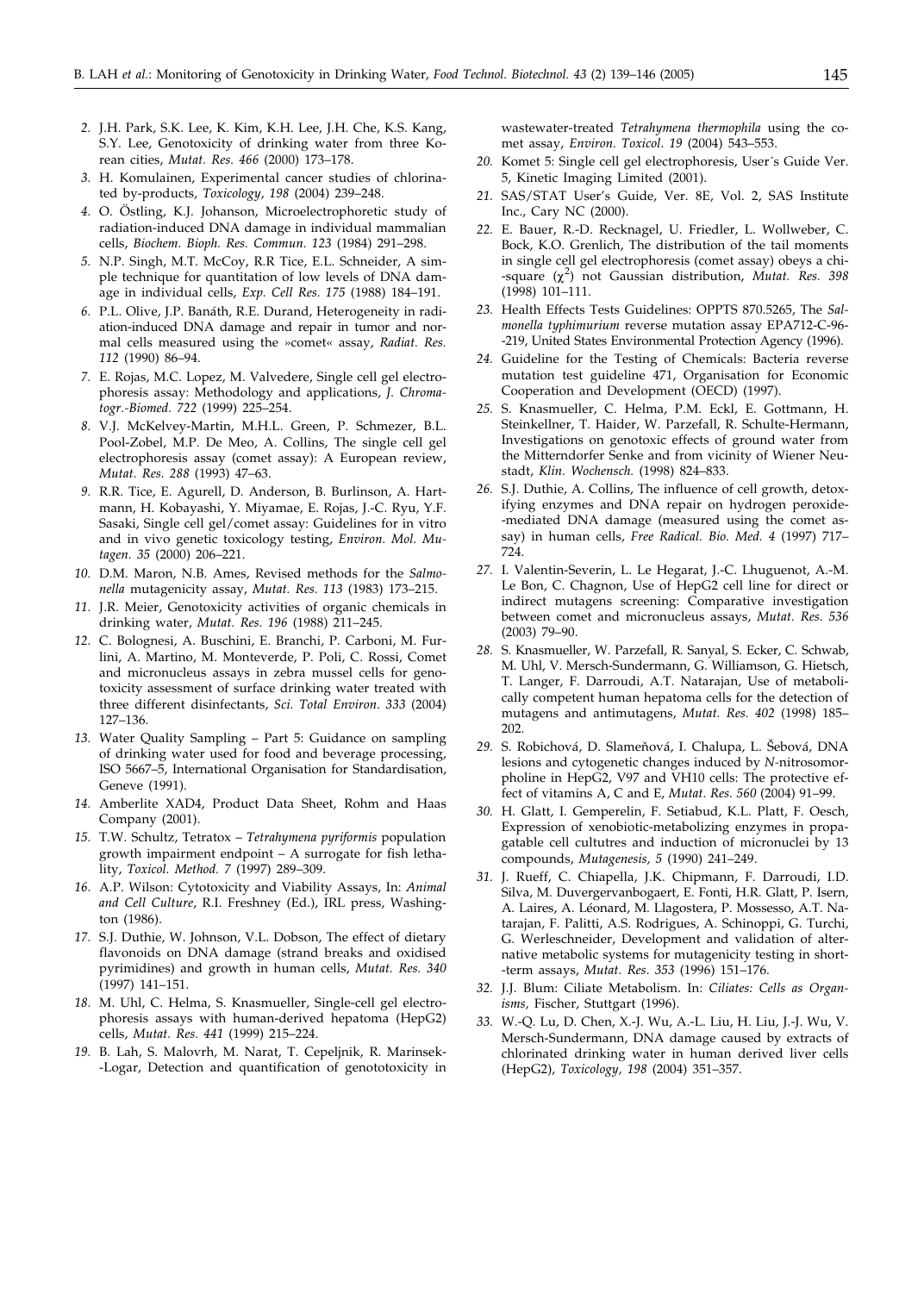2. J.H. Park, S.K. Lee, K. Kim, K.H. Lee, J.H. Che, K.S. Kang, S.Y. Lee, Genotoxicity of drinking water from three Korean cities, *Mutat. Res. 466* (2000) 173–178.
3. H. Komulainen, Experimental cancer studies of chlorinated by-products, *Toxicology*, *198* (2004) 239–248.
4. O. Östling, K.J. Johanson, Microelectrophoretic study of radiation-induced DNA damage in individual mammalian cells, *Biochem. Bioph. Res. Commun. 123* (1984) 291–298.
5. N.P. Singh, M.T. McCoy, R.R Tice, E.L. Schneider, A simple technique for quantitation of low levels of DNA damage in individual cells, *Exp. Cell Res. 175* (1988) 184–191.
6. P.L. Olive, J.P. Banáth, R.E. Durand, Heterogeneity in radiation-induced DNA damage and repair in tumor and normal cells measured using the »comet« assay, *Radiat. Res. 112* (1990) 86–94.
7. E. Rojas, M.C. Lopez, M. Valvedere, Single cell gel electrophoresis assay: Methodology and applications, *J. Chromatogr.-Biomed. 722* (1999) 225–254.
8. V.J. McKelvey-Martin, M.H.L. Green, P. Schmezer, B.L. Pool-Zobel, M.P. De Meo, A. Collins, The single cell gel electrophoresis assay (comet assay): A European review, *Mutat. Res. 288* (1993) 47–63.
9. R.R. Tice, E. Agurell, D. Anderson, B. Burlinson, A. Hartmann, H. Kobayashi, Y. Miyamae, E. Rojas, J.-C. Ryu, Y.F. Sasaki, Single cell gel/comet assay: Guidelines for in vitro and in vivo genetic toxicology testing, *Environ. Mol. Mutagen. 35* (2000) 206–221.
10. D.M. Maron, N.B. Ames, Revised methods for the *Salmonella* mutagenicity assay, *Mutat. Res. 113* (1983) 173–215.
11. J.R. Meier, Genotoxicity activities of organic chemicals in drinking water, *Mutat. Res. 196* (1988) 211–245.
12. C. Bolognesi, A. Buschini, E. Branchi, P. Carboni, M. Furlini, A. Martino, M. Monteverde, P. Poli, C. Rossi, Comet and micronucleus assays in zebra mussel cells for genotoxicity assessment of surface drinking water treated with three different disinfectants, *Sci. Total Environ. 333* (2004) 127–136.
13. Water Quality Sampling – Part 5: Guidance on sampling of drinking water used for food and beverage processing, ISO 5667–5, International Organisation for Standardisation, Geneve (1991).
14. Amberlite XAD4, Product Data Sheet, Rohm and Haas Company (2001).
15. T.W. Schultz, Tetratox – *Tetrahymena pyriformis* population growth impairment endpoint – A surrogate for fish lethality, *Toxicol. Method. 7* (1997) 289–309.
16. A.P. Wilson: Cytotoxicity and Viability Assays, In: *Animal and Cell Culture*, R.I. Freshney (Ed.), IRL press, Washington (1986).
17. S.J. Duthie, W. Johnson, V.L. Dobson, The effect of dietary flavonoids on DNA damage (strand breaks and oxidised pyrimidines) and growth in human cells, *Mutat. Res. 340* (1997) 141–151.
18. M. Uhl, C. Helma, S. Knasmueller, Single-cell gel electrophoresis assays with human-derived hepatoma (HepG2) cells, *Mutat. Res. 441* (1999) 215–224.
19. B. Lah, S. Malovrh, M. Narat, T. Cepeljnik, R. Marinsek-Logar, Detection and quantification of genototoxicity in wastewater-treated *Tetrahymena thermophila* using the comet assay, *Environ. Toxicol. 19* (2004) 543–553.
20. Komet 5: Single cell gel electrophoresis, User´s Guide Ver. 5, Kinetic Imaging Limited (2001).
21. SAS/STAT User's Guide, Ver. 8E, Vol. 2, SAS Institute Inc., Cary NC (2000).
22. E. Bauer, R.-D. Recknagel, U. Friedler, L. Wollweber, C. Bock, K.O. Grenlich, The distribution of the tail moments in single cell gel electrophoresis (comet assay) obeys a chi-square ($\chi^2$) not Gaussian distribution, *Mutat. Res. 398* (1998) 101–111.
23. Health Effects Tests Guidelines: OPPTS 870.5265, The *Salmonella typhimurium* reverse mutation assay EPA712-C-96-219, United States Environmental Protection Agency (1996).
24. Guideline for the Testing of Chemicals: Bacteria reverse mutation test guideline 471, Organisation for Economic Cooperation and Development (OECD) (1997).
25. S. Knasmueller, C. Helma, P.M. Eckl, E. Gottmann, H. Steinkellner, T. Haider, W. Parzefall, R. Schulte-Hermann, Investigations on genotoxic effects of ground water from the Mitterndorfer Senke and from vicinity of Wiener Neustadt, *Klin. Wochensch.* (1998) 824–833.
26. S.J. Duthie, A. Collins, The influence of cell growth, detoxifying enzymes and DNA repair on hydrogen peroxide-mediated DNA damage (measured using the comet assay) in human cells, *Free Radical. Bio. Med. 4* (1997) 717–724.
27. I. Valentin-Severin, L. Le Hegarat, J.-C. Lhuguenot, A.-M. Le Bon, C. Chagnon, Use of HepG2 cell line for direct or indirect mutagens screening: Comparative investigation between comet and micronucleus assays, *Mutat. Res. 536* (2003) 79–90.
28. S. Knasmueller, W. Parzefall, R. Sanyal, S. Ecker, C. Schwab, M. Uhl, V. Mersch-Sundermann, G. Williamson, G. Hietsch, T. Langer, F. Darroudi, A.T. Natarajan, Use of metabolically competent human hepatoma cells for the detection of mutagens and antimutagens, *Mutat. Res. 402* (1998) 185–202.
29. S. Robichová, D. Slameňová, I. Chalupa, L. Šebová, DNA lesions and cytogenetic changes induced by *N*-nitrosomorpholine in HepG2, V97 and VH10 cells: The protective effect of vitamins A, C and E, *Mutat. Res. 560* (2004) 91–99.
30. H. Glatt, I. Gemperelin, F. Setiabud, K.L. Platt, F. Oesch, Expression of xenobiotic-metabolizing enzymes in propagatable cell cultutres and induction of micronuclei by 13 compounds, *Mutagenesis, 5* (1990) 241–249.
31. J. Rueff, C. Chiapella, J.K. Chipmann, F. Darroudi, I.D. Silva, M. Duvergervanbogaert, E. Fonti, H.R. Glatt, P. Isern, A. Laires, A. Léonard, M. Llagostera, P. Mossesso, A.T. Natarajan, F. Palitti, A.S. Rodrigues, A. Schinoppi, G. Turchi, G. Werleschneider, Development and validation of alternative metabolic systems for mutagenicity testing in short-term assays, *Mutat. Res. 353* (1996) 151–176.
32. J.J. Blum: Ciliate Metabolism. In: *Ciliates: Cells as Organisms,* Fischer, Stuttgart (1996).
33. W.-Q. Lu, D. Chen, X.-J. Wu, A.-L. Liu, H. Liu, J.-J. Wu, V. Mersch-Sundermann, DNA damage caused by extracts of chlorinated drinking water in human derived liver cells (HepG2), *Toxicology, 198* (2004) 351–357.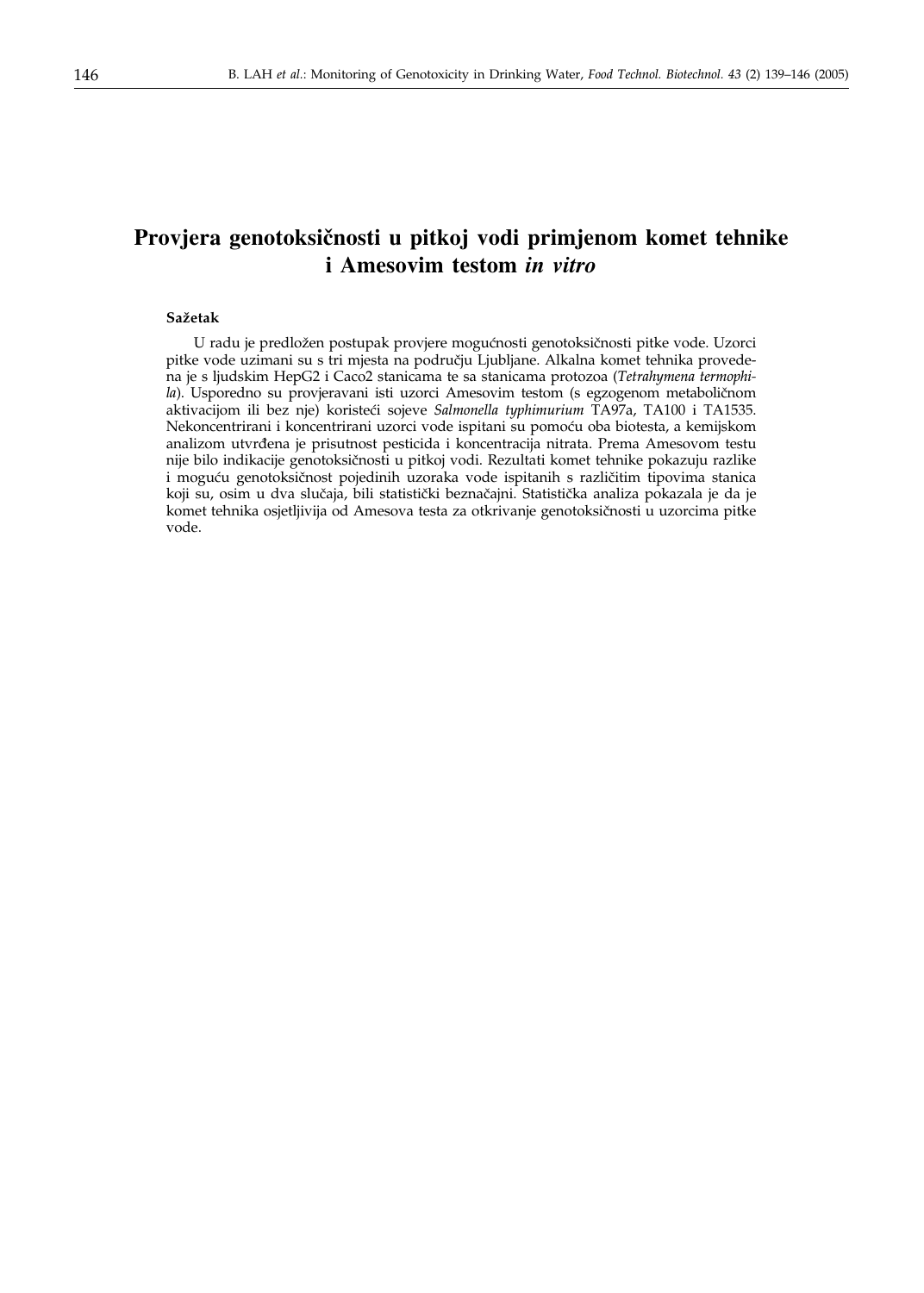# Provjera genotoksičnosti u pitkoj vodi primjenom komet tehnike i Amesovim testom *in vitro*

### Sažetak

U radu je predložen postupak provjere mogućnosti genotoksičnosti pitke vode. Uzorci pitke vode uzimani su s tri mjesta na području Ljubljane. Alkalna komet tehnika provedena je s ljudskim HepG2 i Caco2 stanicama te sa stanicama protozoa (*Tetrahymena termophila*). Usporedno su provjeravani isti uzorci Amesovim testom (s egzogenom metaboličnom aktivacijom ili bez nje) koristeći sojeve *Salmonella typhimurium* TA97a, TA100 i TA1535. Nekoncentrirani i koncentrirani uzorci vode ispitani su pomoću oba biotesta, a kemijskom analizom utvrđena je prisutnost pesticida i koncentracija nitrata. Prema Amesovom testu nije bilo indikacije genotoksičnosti u pitkoj vodi. Rezultati komet tehnike pokazuju razlike i moguću genotoksičnost pojedinih uzoraka vode ispitanih s različitim tipovima stanica koji su, osim u dva slučaja, bili statistički beznačajni. Statistička analiza pokazala je da je komet tehnika osjetljivija od Amesova testa za otkrivanje genotoksičnosti u uzorcima pitke vode.